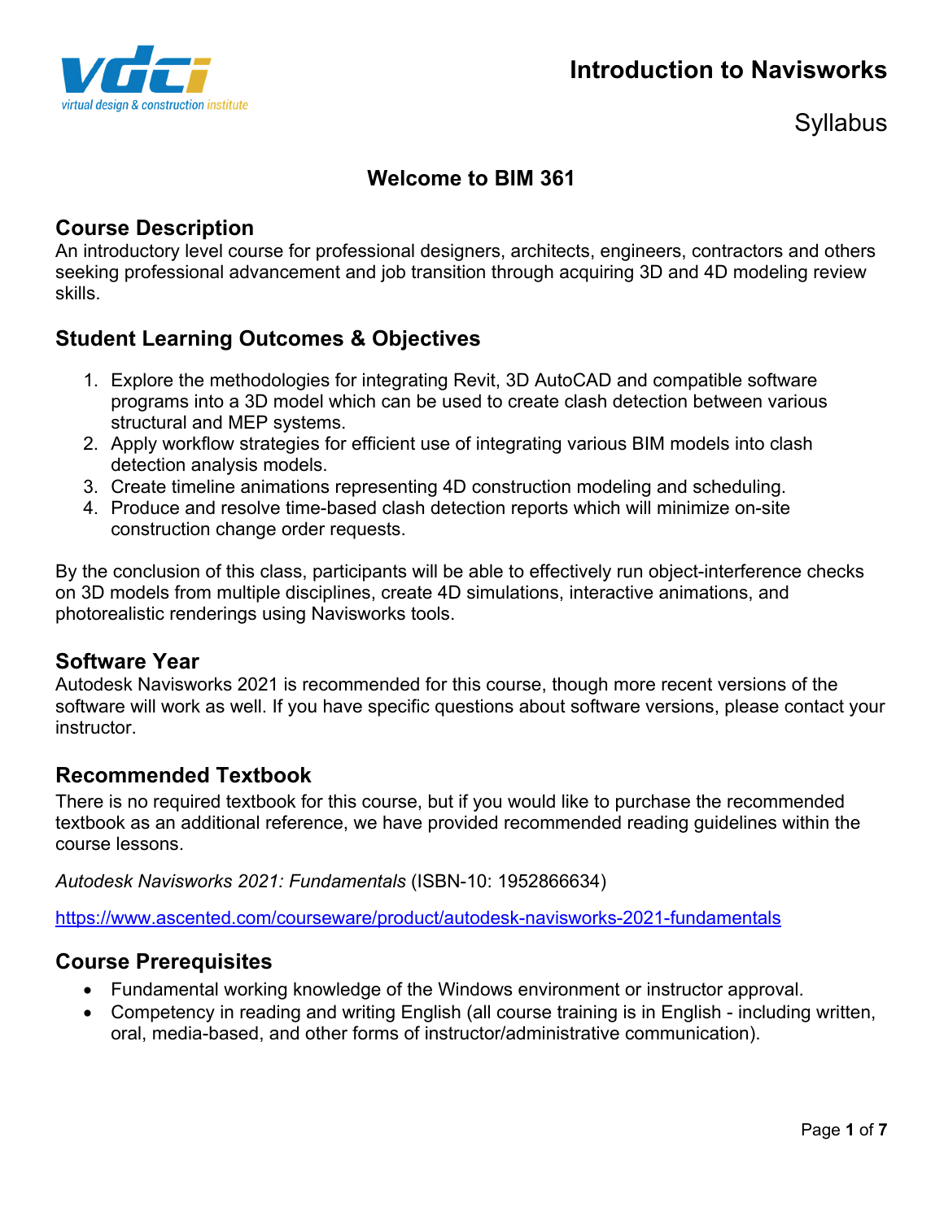# Introduction to Navisworks

Syllabus

## Welcome to BIM 361

### Course Description

An introductory level course for professional designers, architects, engineers, contractors and others seeking professional advancement and job transition through acquiring 3D and 4D modeling review skills.

### Student Learning Outcomes & Objectives

1. Explore the methodologies for integrating Revit, 3D AutoCAD and compatible software programs into a 3D model which can be used to create clash detection between various structural and MEP systems.
2. Apply workflow strategies for efficient use of integrating various BIM models into clash detection analysis models.
3. Create timeline animations representing 4D construction modeling and scheduling.
4. Produce and resolve time-based clash detection reports which will minimize on-site construction change order requests.

By the conclusion of this class, participants will be able to effectively run object-interference checks on 3D models from multiple disciplines, create 4D simulations, interactive animations, and photorealistic renderings using Navisworks tools.

### Software Year

Autodesk Navisworks 2021 is recommended for this course, though more recent versions of the software will work as well. If you have specific questions about software versions, please contact your instructor.

### Recommended Textbook

There is no required textbook for this course, but if you would like to purchase the recommended textbook as an additional reference, we have provided recommended reading guidelines within the course lessons.

*Autodesk Navisworks 2021: Fundamentals* (ISBN-10: 1952866634)

https://www.ascented.com/courseware/product/autodesk-navisworks-2021-fundamentals

### Course Prerequisites

- Fundamental working knowledge of the Windows environment or instructor approval.
- Competency in reading and writing English (all course training is in English - including written, oral, media-based, and other forms of instructor/administrative communication).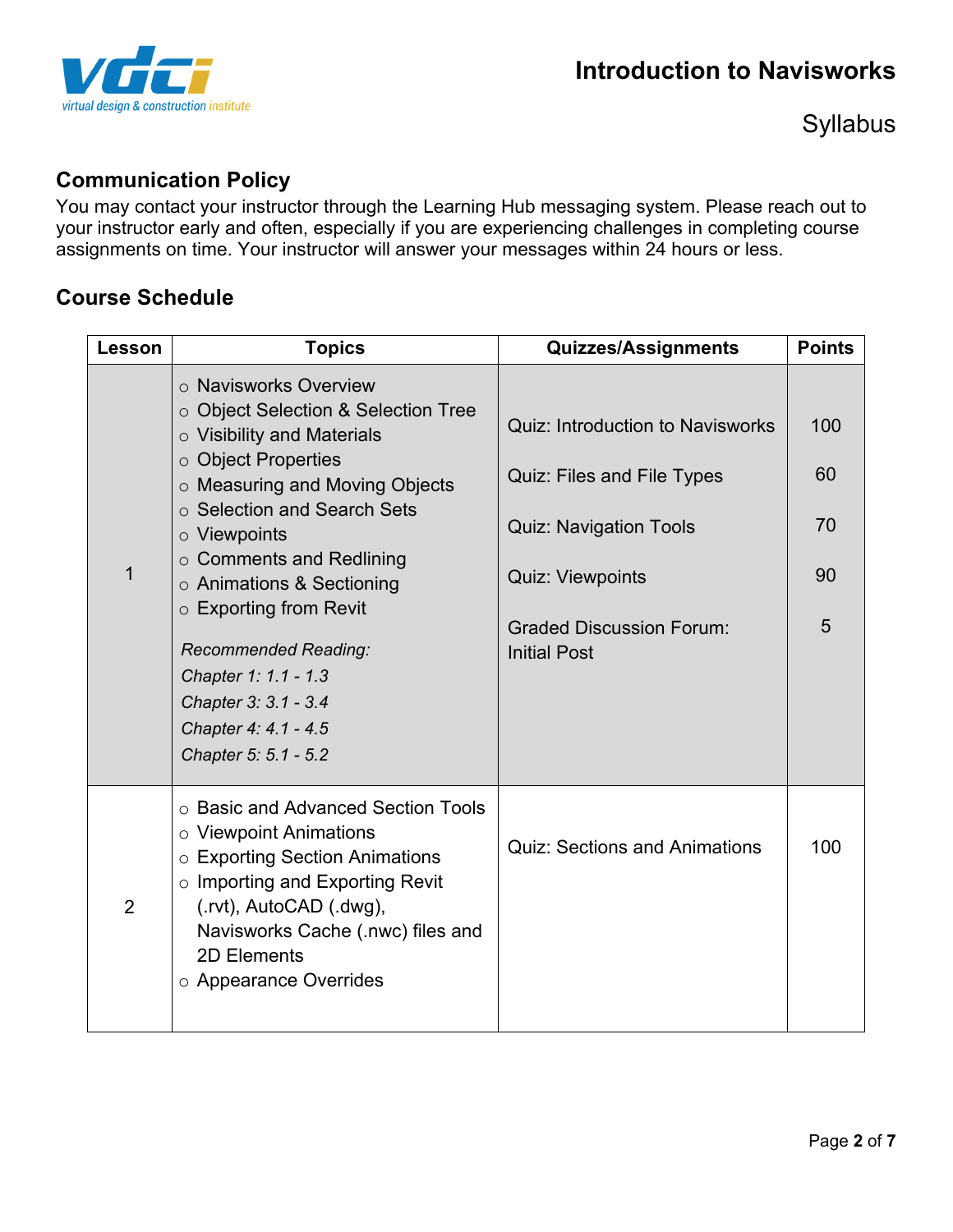## Communication Policy

You may contact your instructor through the Learning Hub messaging system. Please reach out to your instructor early and often, especially if you are experiencing challenges in completing course assignments on time. Your instructor will answer your messages within 24 hours or less.

## Course Schedule

| Lesson | Topics | Quizzes/Assignments | Points |
|---|---|---|---|
| 1 | ○ Navisworks Overview<br>○ Object Selection & Selection Tree<br>○ Visibility and Materials<br>○ Object Properties<br>○ Measuring and Moving Objects<br>○ Selection and Search Sets<br>○ Viewpoints<br>○ Comments and Redlining<br>○ Animations & Sectioning<br>○ Exporting from Revit<br><br>*Recommended Reading:*<br>*Chapter 1: 1.1 - 1.3*<br>*Chapter 3: 3.1 - 3.4*<br>*Chapter 4: 4.1 - 4.5*<br>*Chapter 5: 5.1 - 5.2* | Quiz: Introduction to Navisworks<br><br>Quiz: Files and File Types<br><br>Quiz: Navigation Tools<br><br>Quiz: Viewpoints<br><br>Graded Discussion Forum: Initial Post | 100<br><br>60<br><br>70<br><br>90<br><br>5 |
| 2 | ○ Basic and Advanced Section Tools<br>○ Viewpoint Animations<br>○ Exporting Section Animations<br>○ Importing and Exporting Revit (.rvt), AutoCAD (.dwg), Navisworks Cache (.nwc) files and 2D Elements<br>○ Appearance Overrides | Quiz: Sections and Animations | 100 |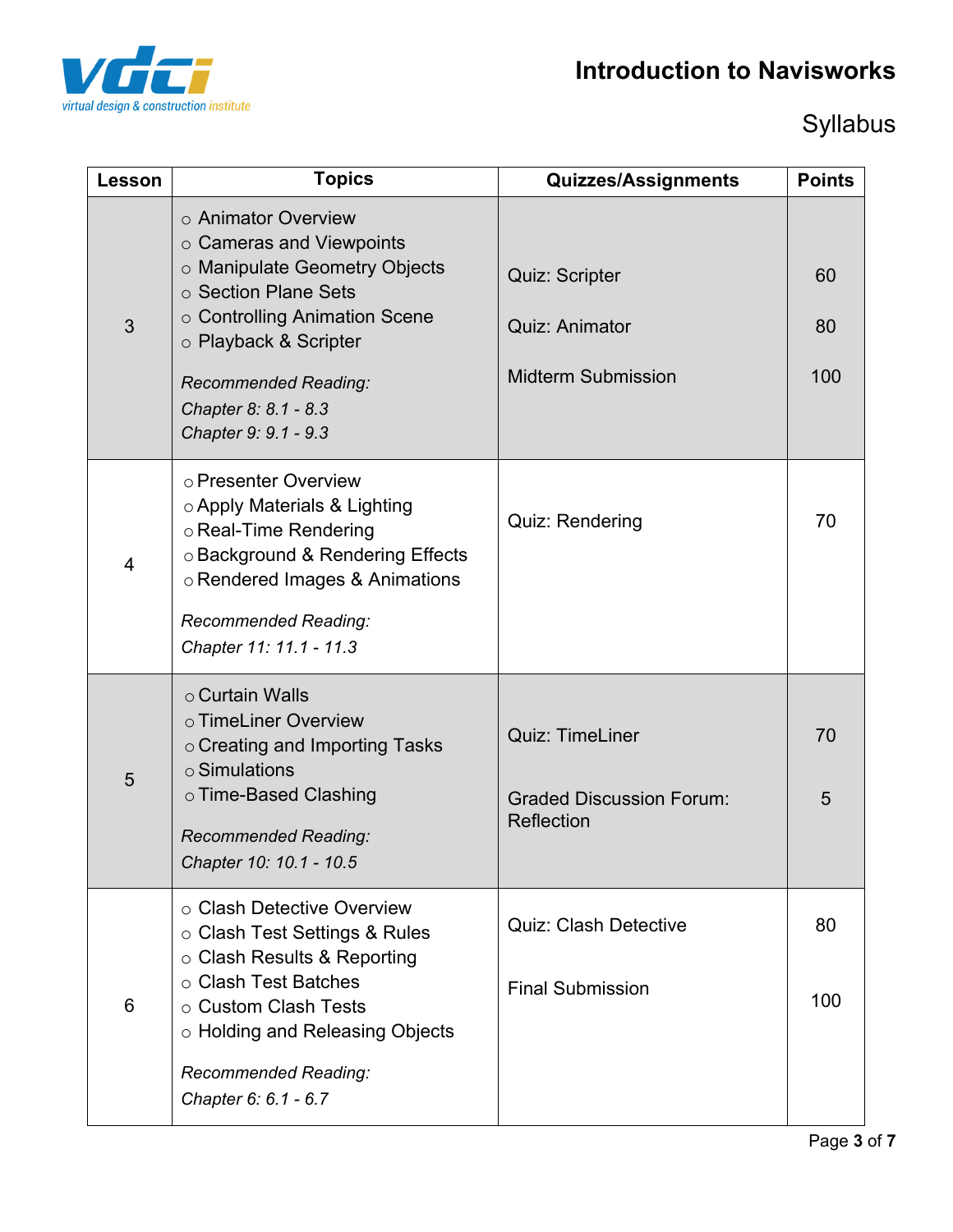| Lesson | Topics | Quizzes/Assignments | Points |
|---|---|---|---|
| 3 | ○ Animator Overview<br>○ Cameras and Viewpoints<br>○ Manipulate Geometry Objects<br>○ Section Plane Sets<br>○ Controlling Animation Scene<br>○ Playback & Scripter<br><br>*Recommended Reading:*<br>*Chapter 8: 8.1 - 8.3*<br>*Chapter 9: 9.1 - 9.3* | Quiz: Scripter<br><br>Quiz: Animator<br><br>Midterm Submission | 60<br><br>80<br><br>100 |
| 4 | ○ Presenter Overview<br>○ Apply Materials & Lighting<br>○ Real-Time Rendering<br>○ Background & Rendering Effects<br>○ Rendered Images & Animations<br><br>*Recommended Reading:*<br>*Chapter 11: 11.1 - 11.3* | Quiz: Rendering | 70 |
| 5 | ○ Curtain Walls<br>○ TimeLiner Overview<br>○ Creating and Importing Tasks<br>○ Simulations<br>○ Time-Based Clashing<br><br>*Recommended Reading:*<br>*Chapter 10: 10.1 - 10.5* | Quiz: TimeLiner<br><br>Graded Discussion Forum: Reflection | 70<br><br>5 |
| 6 | ○ Clash Detective Overview<br>○ Clash Test Settings & Rules<br>○ Clash Results & Reporting<br>○ Clash Test Batches<br>○ Custom Clash Tests<br>○ Holding and Releasing Objects<br><br>*Recommended Reading:*<br>*Chapter 6: 6.1 - 6.7* | Quiz: Clash Detective<br><br>Final Submission | 80<br><br>100 |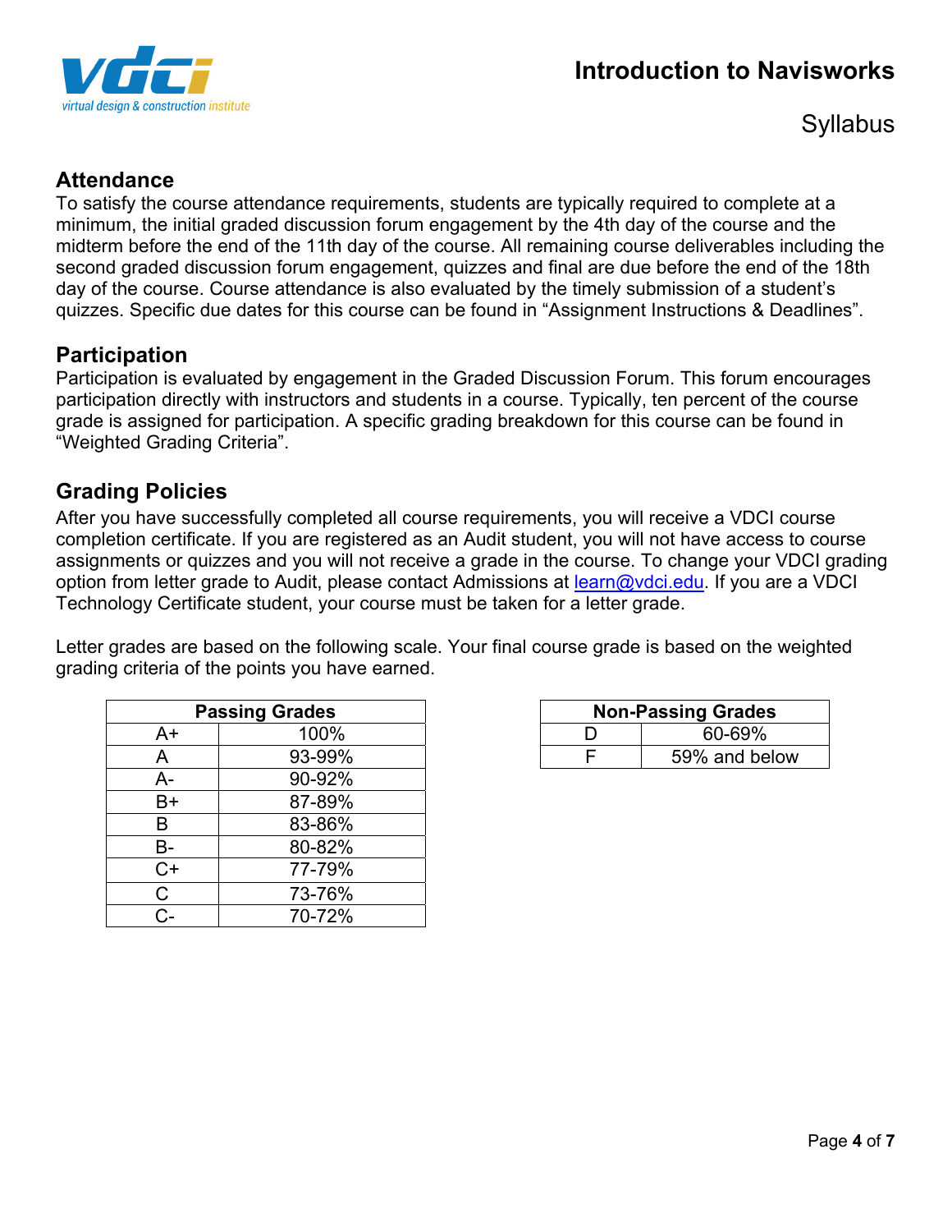## Attendance

To satisfy the course attendance requirements, students are typically required to complete at a minimum, the initial graded discussion forum engagement by the 4th day of the course and the midterm before the end of the 11th day of the course. All remaining course deliverables including the second graded discussion forum engagement, quizzes and final are due before the end of the 18th day of the course. Course attendance is also evaluated by the timely submission of a student's quizzes. Specific due dates for this course can be found in "Assignment Instructions & Deadlines".

## Participation

Participation is evaluated by engagement in the Graded Discussion Forum. This forum encourages participation directly with instructors and students in a course. Typically, ten percent of the course grade is assigned for participation. A specific grading breakdown for this course can be found in "Weighted Grading Criteria".

## Grading Policies

After you have successfully completed all course requirements, you will receive a VDCI course completion certificate. If you are registered as an Audit student, you will not have access to course assignments or quizzes and you will not receive a grade in the course. To change your VDCI grading option from letter grade to Audit, please contact Admissions at learn@vdci.edu. If you are a VDCI Technology Certificate student, your course must be taken for a letter grade.

Letter grades are based on the following scale. Your final course grade is based on the weighted grading criteria of the points you have earned.

| Passing Grades | |
|---|---|
| A+ | 100% |
| A | 93-99% |
| A- | 90-92% |
| B+ | 87-89% |
| B | 83-86% |
| B- | 80-82% |
| C+ | 77-79% |
| C | 73-76% |
| C- | 70-72% |

| Non-Passing Grades | |
|---|---|
| D | 60-69% |
| F | 59% and below |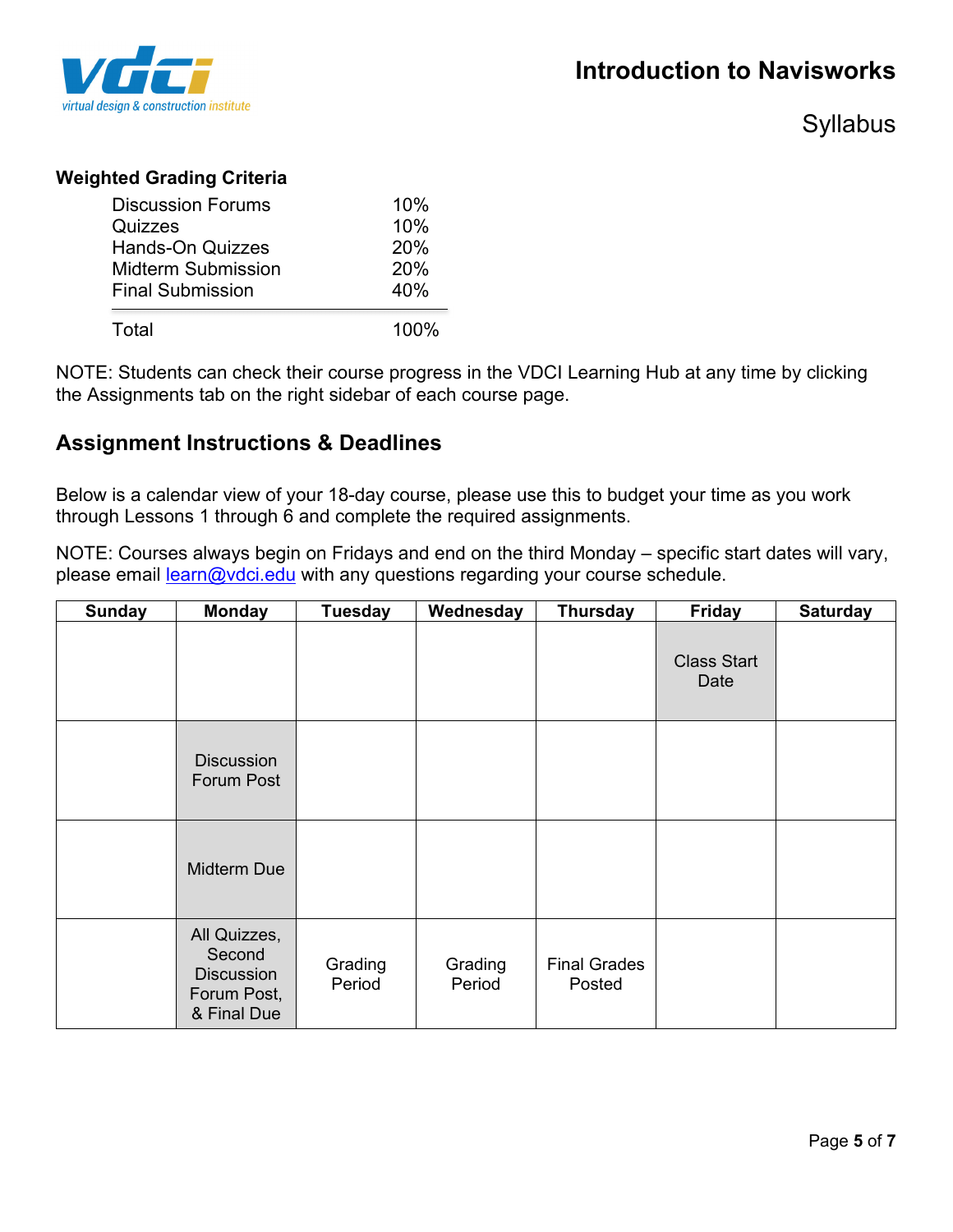**Weighted Grading Criteria**

| | |
|---|---|
| Discussion Forums | 10% |
| Quizzes | 10% |
| Hands-On Quizzes | 20% |
| Midterm Submission | 20% |
| Final Submission | 40% |
| Total | 100% |

NOTE: Students can check their course progress in the VDCI Learning Hub at any time by clicking the Assignments tab on the right sidebar of each course page.

## Assignment Instructions & Deadlines

Below is a calendar view of your 18-day course, please use this to budget your time as you work through Lessons 1 through 6 and complete the required assignments.

NOTE: Courses always begin on Fridays and end on the third Monday – specific start dates will vary, please email learn@vdci.edu with any questions regarding your course schedule.

| Sunday | Monday | Tuesday | Wednesday | Thursday | Friday | Saturday |
|---|---|---|---|---|---|---|
| | | | | | Class Start Date | |
| | Discussion Forum Post | | | | | |
| | Midterm Due | | | | | |
| | All Quizzes, Second Discussion Forum Post, & Final Due | Grading Period | Grading Period | Final Grades Posted | | |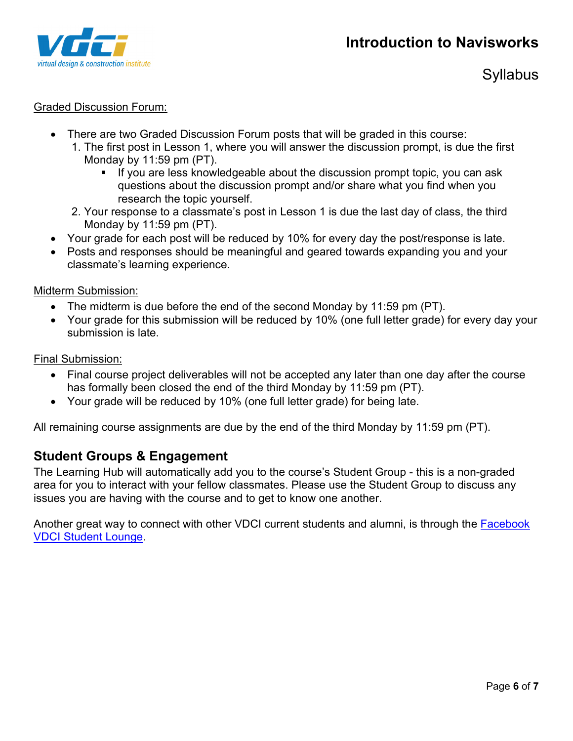Graded Discussion Forum:

- There are two Graded Discussion Forum posts that will be graded in this course:
  1. The first post in Lesson 1, where you will answer the discussion prompt, is due the first Monday by 11:59 pm (PT).
     - If you are less knowledgeable about the discussion prompt topic, you can ask questions about the discussion prompt and/or share what you find when you research the topic yourself.
  2. Your response to a classmate's post in Lesson 1 is due the last day of class, the third Monday by 11:59 pm (PT).
- Your grade for each post will be reduced by 10% for every day the post/response is late.
- Posts and responses should be meaningful and geared towards expanding you and your classmate's learning experience.

Midterm Submission:

- The midterm is due before the end of the second Monday by 11:59 pm (PT).
- Your grade for this submission will be reduced by 10% (one full letter grade) for every day your submission is late.

Final Submission:

- Final course project deliverables will not be accepted any later than one day after the course has formally been closed the end of the third Monday by 11:59 pm (PT).
- Your grade will be reduced by 10% (one full letter grade) for being late.

All remaining course assignments are due by the end of the third Monday by 11:59 pm (PT).

## Student Groups & Engagement

The Learning Hub will automatically add you to the course's Student Group - this is a non-graded area for you to interact with your fellow classmates. Please use the Student Group to discuss any issues you are having with the course and to get to know one another.

Another great way to connect with other VDCI current students and alumni, is through the Facebook VDCI Student Lounge.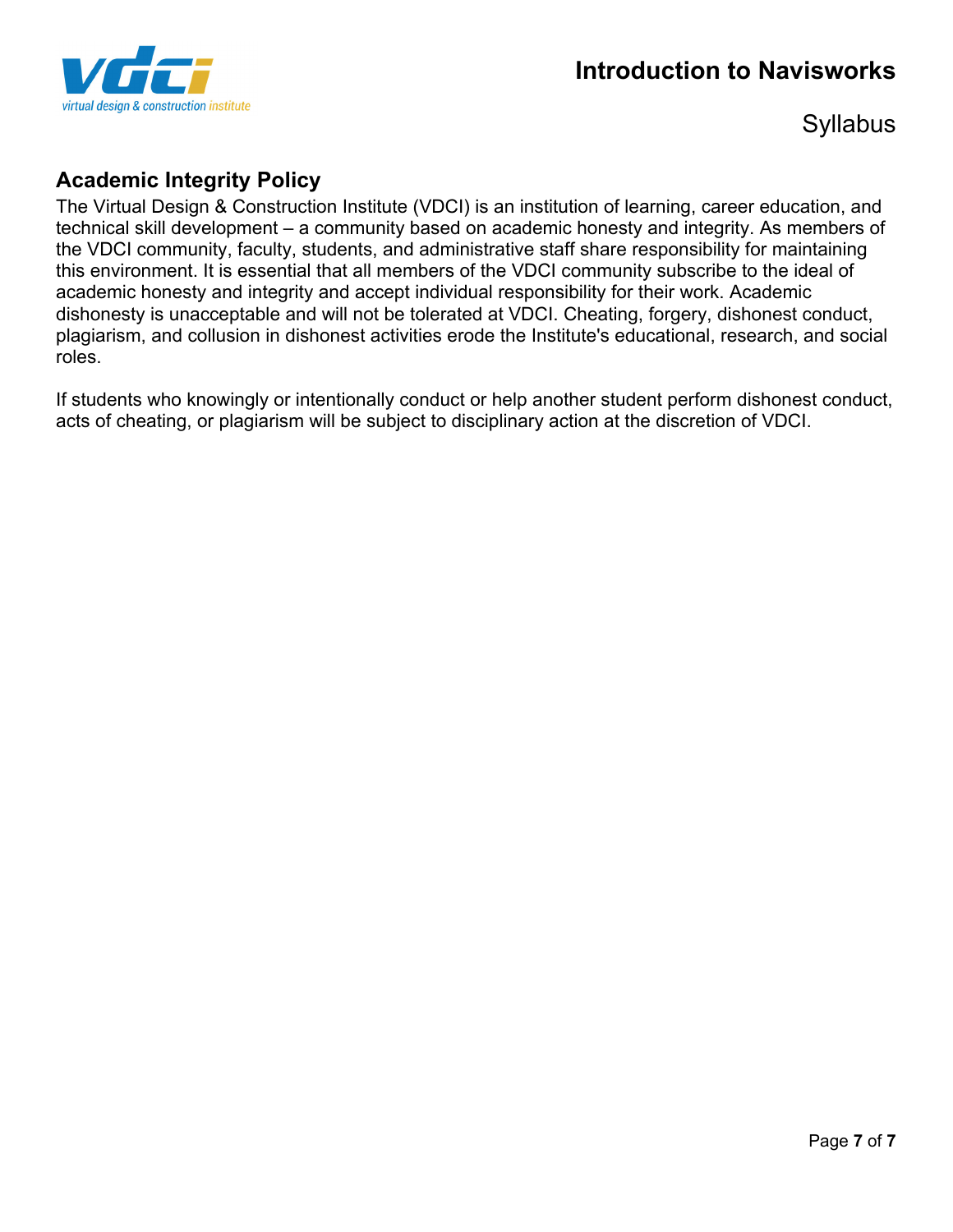## Academic Integrity Policy

The Virtual Design & Construction Institute (VDCI) is an institution of learning, career education, and technical skill development – a community based on academic honesty and integrity. As members of the VDCI community, faculty, students, and administrative staff share responsibility for maintaining this environment. It is essential that all members of the VDCI community subscribe to the ideal of academic honesty and integrity and accept individual responsibility for their work. Academic dishonesty is unacceptable and will not be tolerated at VDCI. Cheating, forgery, dishonest conduct, plagiarism, and collusion in dishonest activities erode the Institute's educational, research, and social roles.

If students who knowingly or intentionally conduct or help another student perform dishonest conduct, acts of cheating, or plagiarism will be subject to disciplinary action at the discretion of VDCI.